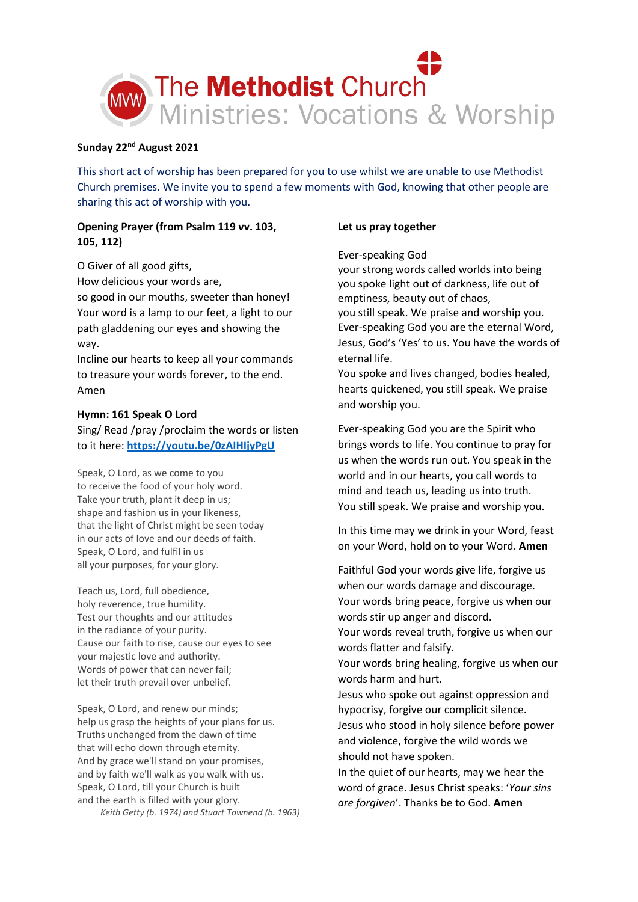# The Methodist Church
## Ministries: Vocations & Worship

**Sunday 22nd August 2021**

This short act of worship has been prepared for you to use whilst we are unable to use Methodist Church premises. We invite you to spend a few moments with God, knowing that other people are sharing this act of worship with you.

**Opening Prayer (from Psalm 119 vv. 103, 105, 112)**

O Giver of all good gifts,
How delicious your words are,
so good in our mouths, sweeter than honey!
Your word is a lamp to our feet, a light to our path gladdening our eyes and showing the way.
Incline our hearts to keep all your commands to treasure your words forever, to the end.
Amen

**Hymn: 161 Speak O Lord**
Sing/ Read /pray /proclaim the words or listen to it here: **https://youtu.be/0zAIHIjyPgU**

Speak, O Lord, as we come to you
to receive the food of your holy word.
Take your truth, plant it deep in us;
shape and fashion us in your likeness,
that the light of Christ might be seen today
in our acts of love and our deeds of faith.
Speak, O Lord, and fulfil in us
all your purposes, for your glory.

Teach us, Lord, full obedience,
holy reverence, true humility.
Test our thoughts and our attitudes
in the radiance of your purity.
Cause our faith to rise, cause our eyes to see
your majestic love and authority.
Words of power that can never fail;
let their truth prevail over unbelief.

Speak, O Lord, and renew our minds;
help us grasp the heights of your plans for us.
Truths unchanged from the dawn of time
that will echo down through eternity.
And by grace we'll stand on your promises,
and by faith we'll walk as you walk with us.
Speak, O Lord, till your Church is built
and the earth is filled with your glory.
*Keith Getty (b. 1974) and Stuart Townend (b. 1963)*

**Let us pray together**

Ever-speaking God
your strong words called worlds into being
you spoke light out of darkness, life out of emptiness, beauty out of chaos,
you still speak. We praise and worship you.
Ever-speaking God you are the eternal Word, Jesus, God's 'Yes' to us. You have the words of eternal life.
You spoke and lives changed, bodies healed, hearts quickened, you still speak. We praise and worship you.

Ever-speaking God you are the Spirit who brings words to life. You continue to pray for us when the words run out. You speak in the world and in our hearts, you call words to mind and teach us, leading us into truth.
You still speak. We praise and worship you.

In this time may we drink in your Word, feast on your Word, hold on to your Word. **Amen**

Faithful God your words give life, forgive us when our words damage and discourage.
Your words bring peace, forgive us when our words stir up anger and discord.
Your words reveal truth, forgive us when our words flatter and falsify.
Your words bring healing, forgive us when our words harm and hurt.
Jesus who spoke out against oppression and hypocrisy, forgive our complicit silence.
Jesus who stood in holy silence before power and violence, forgive the wild words we should not have spoken.
In the quiet of our hearts, may we hear the word of grace. Jesus Christ speaks: '*Your sins are forgiven*'. Thanks be to God. **Amen**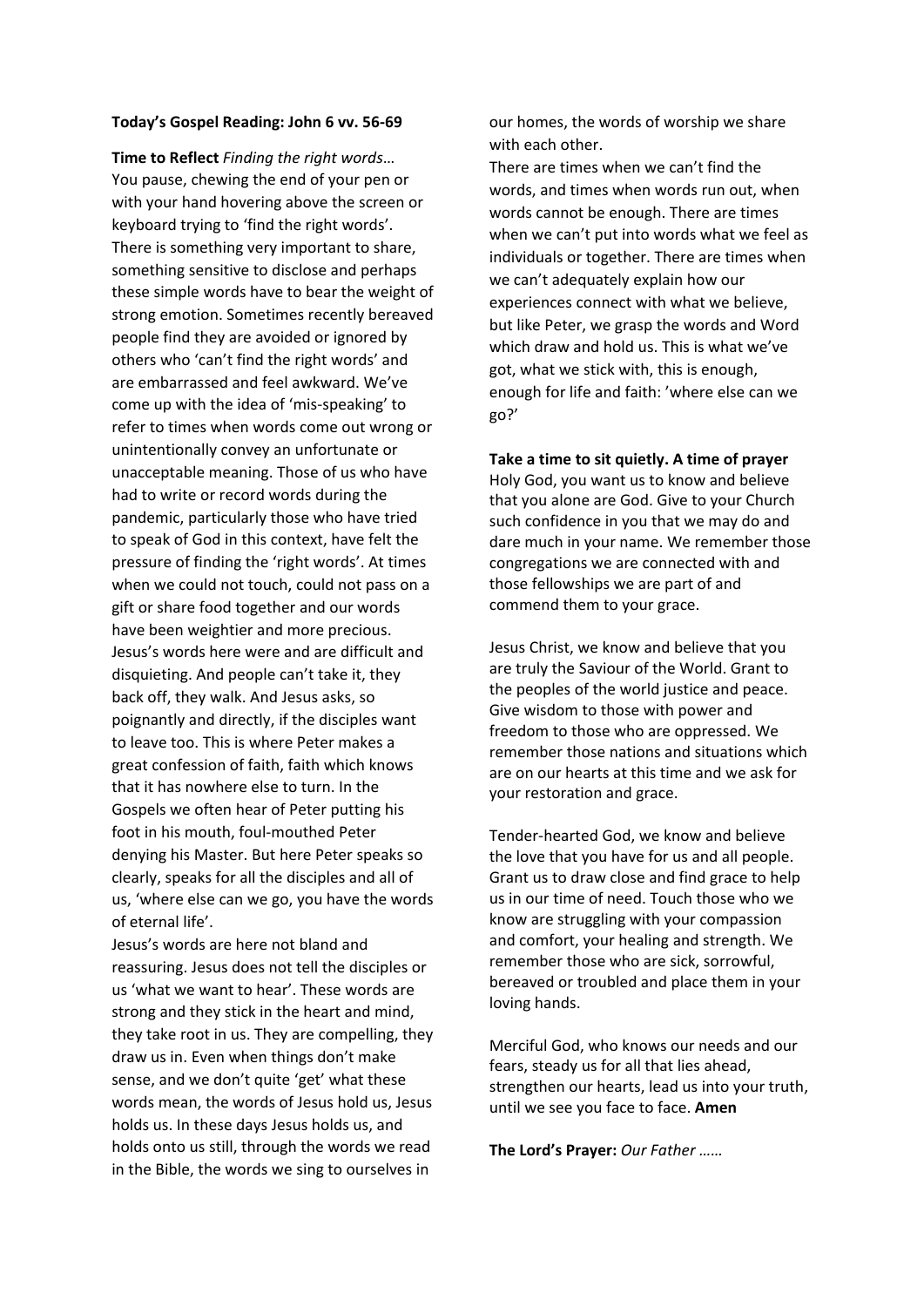**Today's Gospel Reading: John 6 vv. 56-69**

**Time to Reflect** *Finding the right words*…
You pause, chewing the end of your pen or with your hand hovering above the screen or keyboard trying to 'find the right words'. There is something very important to share, something sensitive to disclose and perhaps these simple words have to bear the weight of strong emotion. Sometimes recently bereaved people find they are avoided or ignored by others who 'can't find the right words' and are embarrassed and feel awkward. We've come up with the idea of 'mis-speaking' to refer to times when words come out wrong or unintentionally convey an unfortunate or unacceptable meaning. Those of us who have had to write or record words during the pandemic, particularly those who have tried to speak of God in this context, have felt the pressure of finding the 'right words'. At times when we could not touch, could not pass on a gift or share food together and our words have been weightier and more precious. Jesus's words here were and are difficult and disquieting. And people can't take it, they back off, they walk. And Jesus asks, so poignantly and directly, if the disciples want to leave too. This is where Peter makes a great confession of faith, faith which knows that it has nowhere else to turn. In the Gospels we often hear of Peter putting his foot in his mouth, foul-mouthed Peter denying his Master. But here Peter speaks so clearly, speaks for all the disciples and all of us, 'where else can we go, you have the words of eternal life'.
Jesus's words are here not bland and reassuring. Jesus does not tell the disciples or us 'what we want to hear'. These words are strong and they stick in the heart and mind, they take root in us. They are compelling, they draw us in. Even when things don't make sense, and we don't quite 'get' what these words mean, the words of Jesus hold us, Jesus holds us. In these days Jesus holds us, and holds onto us still, through the words we read in the Bible, the words we sing to ourselves in our homes, the words of worship we share with each other.
There are times when we can't find the words, and times when words run out, when words cannot be enough. There are times when we can't put into words what we feel as individuals or together. There are times when we can't adequately explain how our experiences connect with what we believe, but like Peter, we grasp the words and Word which draw and hold us. This is what we've got, what we stick with, this is enough, enough for life and faith: 'where else can we go?'

**Take a time to sit quietly. A time of prayer**
Holy God, you want us to know and believe that you alone are God. Give to your Church such confidence in you that we may do and dare much in your name. We remember those congregations we are connected with and those fellowships we are part of and commend them to your grace.

Jesus Christ, we know and believe that you are truly the Saviour of the World. Grant to the peoples of the world justice and peace. Give wisdom to those with power and freedom to those who are oppressed. We remember those nations and situations which are on our hearts at this time and we ask for your restoration and grace.

Tender-hearted God, we know and believe the love that you have for us and all people. Grant us to draw close and find grace to help us in our time of need. Touch those who we know are struggling with your compassion and comfort, your healing and strength. We remember those who are sick, sorrowful, bereaved or troubled and place them in your loving hands.

Merciful God, who knows our needs and our fears, steady us for all that lies ahead, strengthen our hearts, lead us into your truth, until we see you face to face. **Amen**

**The Lord's Prayer:** *Our Father ……*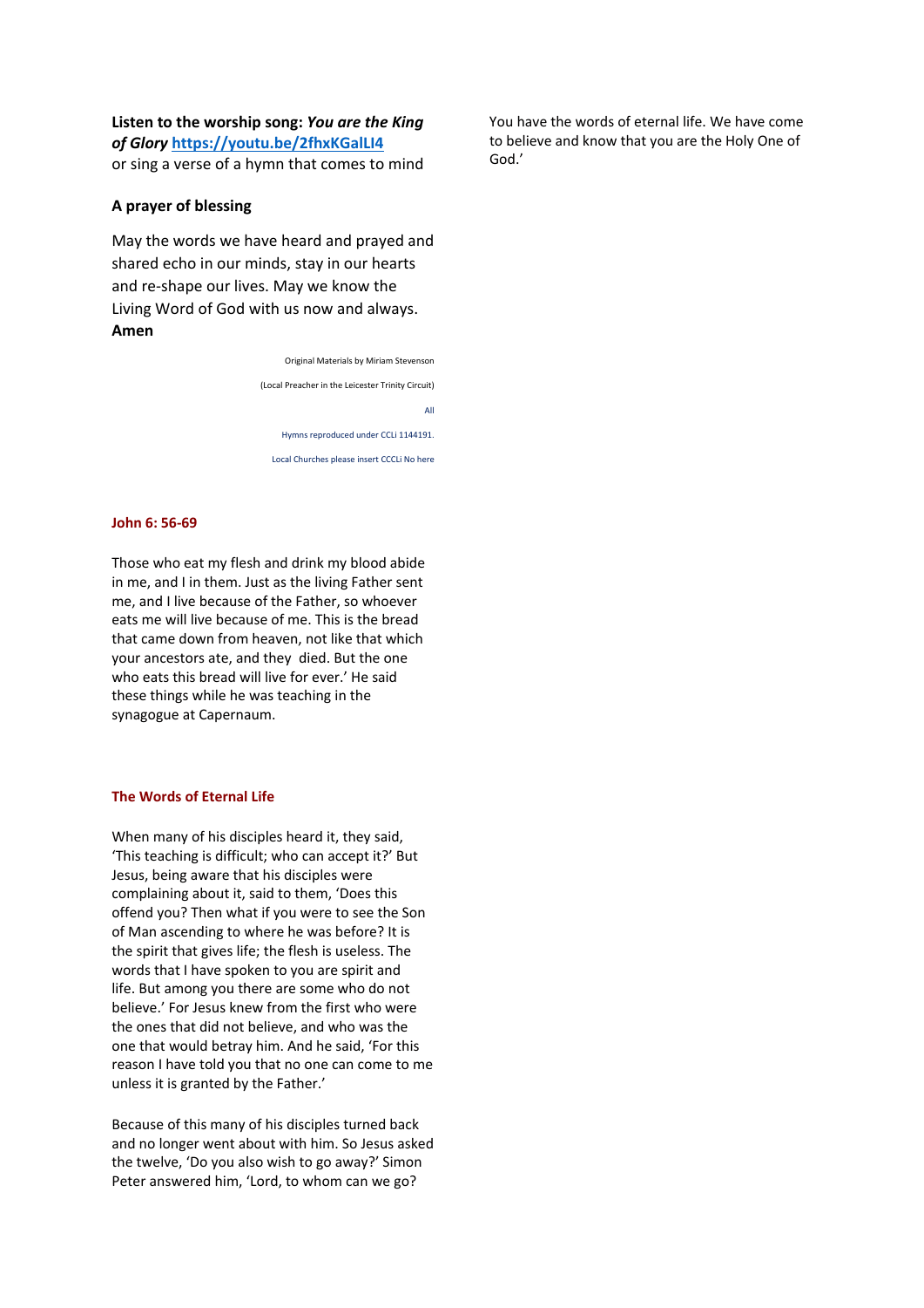**Listen to the worship song: *You are the King of Glory*** **https://youtu.be/2fhxKGalLI4**
or sing a verse of a hymn that comes to mind

**A prayer of blessing**

May the words we have heard and prayed and shared echo in our minds, stay in our hearts and re-shape our lives. May we know the Living Word of God with us now and always.
**Amen**

Original Materials by Miriam Stevenson

(Local Preacher in the Leicester Trinity Circuit)

All

Hymns reproduced under CCLi 1144191.

Local Churches please insert CCCLi No here

**John 6: 56-69**

Those who eat my flesh and drink my blood abide in me, and I in them. Just as the living Father sent me, and I live because of the Father, so whoever eats me will live because of me. This is the bread that came down from heaven, not like that which your ancestors ate, and they died. But the one who eats this bread will live for ever.' He said these things while he was teaching in the synagogue at Capernaum.

**The Words of Eternal Life**

When many of his disciples heard it, they said, 'This teaching is difficult; who can accept it?' But Jesus, being aware that his disciples were complaining about it, said to them, 'Does this offend you? Then what if you were to see the Son of Man ascending to where he was before? It is the spirit that gives life; the flesh is useless. The words that I have spoken to you are spirit and life. But among you there are some who do not believe.' For Jesus knew from the first who were the ones that did not believe, and who was the one that would betray him. And he said, 'For this reason I have told you that no one can come to me unless it is granted by the Father.'

Because of this many of his disciples turned back and no longer went about with him. So Jesus asked the twelve, 'Do you also wish to go away?' Simon Peter answered him, 'Lord, to whom can we go? You have the words of eternal life. We have come to believe and know that you are the Holy One of God.'